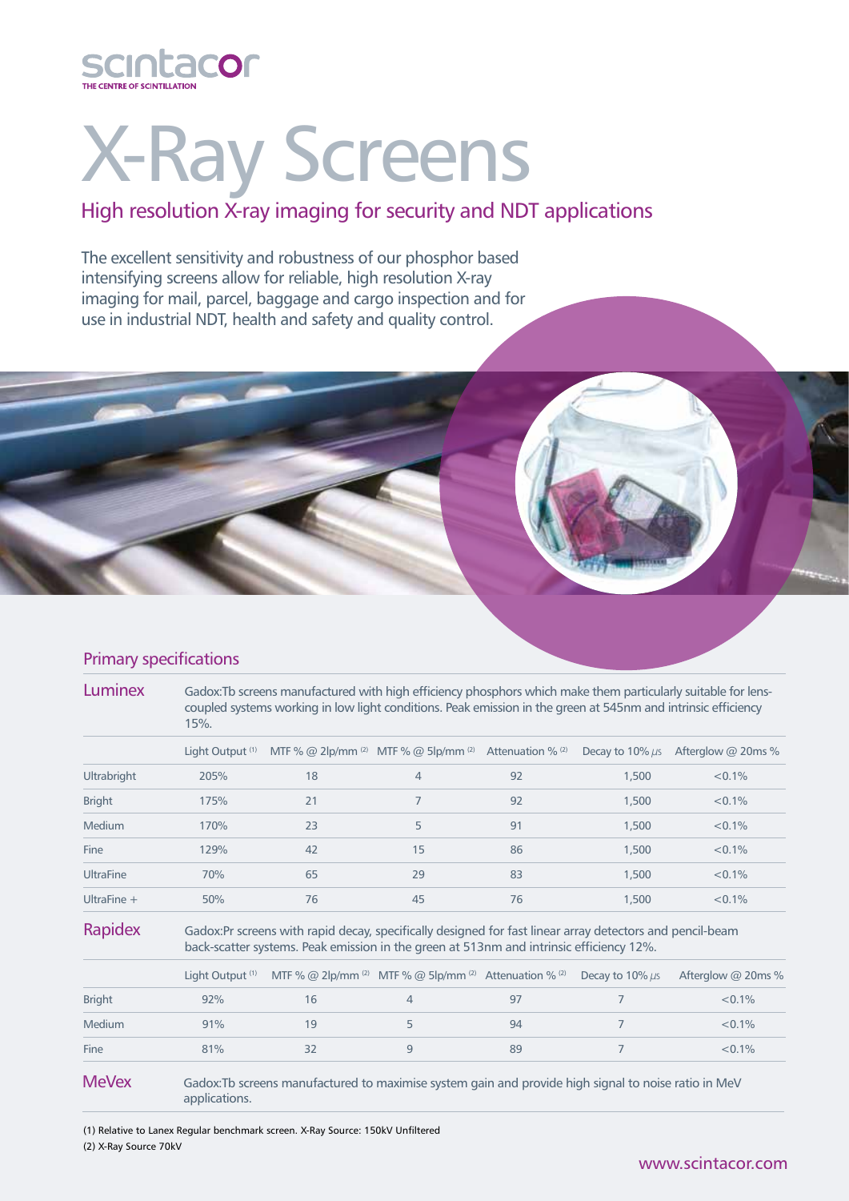scintacor
THE CENTRE OF SCINTILLATION

# X-Ray Screens

## High resolution X-ray imaging for security and NDT applications

The excellent sensitivity and robustness of our phosphor based intensifying screens allow for reliable, high resolution X-ray imaging for mail, parcel, baggage and cargo inspection and for use in industrial NDT, health and safety and quality control.

## Primary specifications

### Luminex

Gadox:Tb screens manufactured with high efficiency phosphors which make them particularly suitable for lens-coupled systems working in low light conditions. Peak emission in the green at 545nm and intrinsic efficiency 15%.

| | Light Output (1) | MTF % @ 2lp/mm (2) | MTF % @ 5lp/mm (2) | Attenuation % (2) | Decay to 10% µs | Afterglow @ 20ms % |
|---|---|---|---|---|---|---|
| Ultrabright | 205% | 18 | 4 | 92 | 1,500 | <0.1% |
| Bright | 175% | 21 | 7 | 92 | 1,500 | <0.1% |
| Medium | 170% | 23 | 5 | 91 | 1,500 | <0.1% |
| Fine | 129% | 42 | 15 | 86 | 1,500 | <0.1% |
| UltraFine | 70% | 65 | 29 | 83 | 1,500 | <0.1% |
| UltraFine + | 50% | 76 | 45 | 76 | 1,500 | <0.1% |

### Rapidex

Gadox:Pr screens with rapid decay, specifically designed for fast linear array detectors and pencil-beam back-scatter systems. Peak emission in the green at 513nm and intrinsic efficiency 12%.

| | Light Output (1) | MTF % @ 2lp/mm (2) | MTF % @ 5lp/mm (2) | Attenuation % (2) | Decay to 10% µs | Afterglow @ 20ms % |
|---|---|---|---|---|---|---|
| Bright | 92% | 16 | 4 | 97 | 7 | <0.1% |
| Medium | 91% | 19 | 5 | 94 | 7 | <0.1% |
| Fine | 81% | 32 | 9 | 89 | 7 | <0.1% |

### MeVex

Gadox:Tb screens manufactured to maximise system gain and provide high signal to noise ratio in MeV applications.

(1) Relative to Lanex Regular benchmark screen. X-Ray Source: 150kV Unfiltered
(2) X-Ray Source 70kV

www.scintacor.com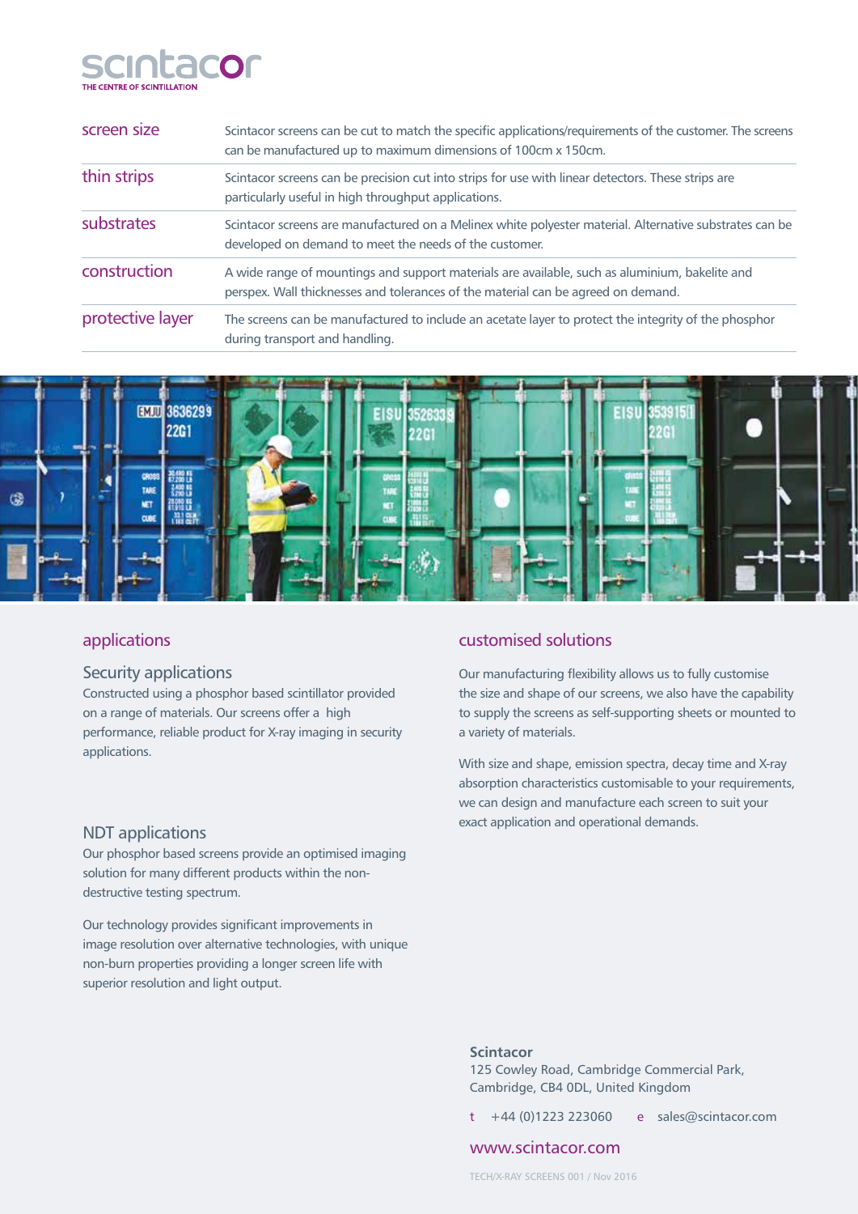scintacor

THE CENTRE OF SCINTILLATION

| | |
|---|---|
| screen size | Scintacor screens can be cut to match the specific applications/requirements of the customer. The screens can be manufactured up to maximum dimensions of 100cm x 150cm. |
| thin strips | Scintacor screens can be precision cut into strips for use with linear detectors. These strips are particularly useful in high throughput applications. |
| substrates | Scintacor screens are manufactured on a Melinex white polyester material. Alternative substrates can be developed on demand to meet the needs of the customer. |
| construction | A wide range of mountings and support materials are available, such as aluminium, bakelite and perspex. Wall thicknesses and tolerances of the material can be agreed on demand. |
| protective layer | The screens can be manufactured to include an acetate layer to protect the integrity of the phosphor during transport and handling. |

## applications

### Security applications

Constructed using a phosphor based scintillator provided on a range of materials. Our screens offer a high performance, reliable product for X-ray imaging in security applications.

### NDT applications

Our phosphor based screens provide an optimised imaging solution for many different products within the non-destructive testing spectrum.

Our technology provides significant improvements in image resolution over alternative technologies, with unique non-burn properties providing a longer screen life with superior resolution and light output.

## customised solutions

Our manufacturing flexibility allows us to fully customise the size and shape of our screens, we also have the capability to supply the screens as self-supporting sheets or mounted to a variety of materials.

With size and shape, emission spectra, decay time and X-ray absorption characteristics customisable to your requirements, we can design and manufacture each screen to suit your exact application and operational demands.

**Scintacor**
125 Cowley Road, Cambridge Commercial Park,
Cambridge, CB4 0DL, United Kingdom

t +44 (0)1223 223060 e sales@scintacor.com

www.scintacor.com

TECH/X-RAY SCREENS 001 / Nov 2016